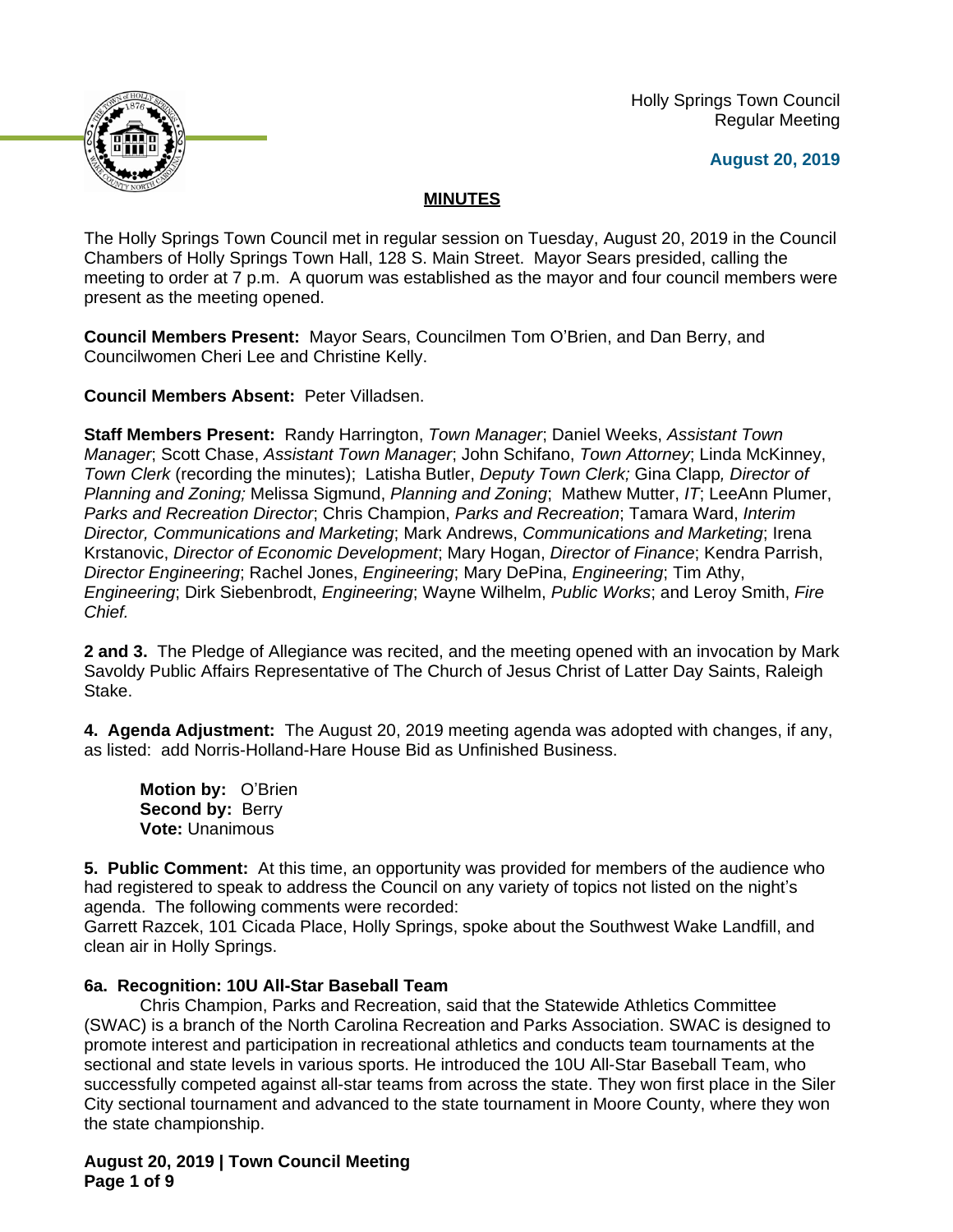Holly Springs Town Council
Regular Meeting

**August 20, 2019**

## MINUTES

The Holly Springs Town Council met in regular session on Tuesday, August 20, 2019 in the Council Chambers of Holly Springs Town Hall, 128 S. Main Street. Mayor Sears presided, calling the meeting to order at 7 p.m. A quorum was established as the mayor and four council members were present as the meeting opened.

**Council Members Present:** Mayor Sears, Councilmen Tom O'Brien, and Dan Berry, and Councilwomen Cheri Lee and Christine Kelly.

**Council Members Absent:** Peter Villadsen.

**Staff Members Present:** Randy Harrington, *Town Manager*; Daniel Weeks, *Assistant Town Manager*; Scott Chase, *Assistant Town Manager*; John Schifano, *Town Attorney*; Linda McKinney, *Town Clerk* (recording the minutes); Latisha Butler, *Deputy Town Clerk;* Gina Clapp*, Director of Planning and Zoning;* Melissa Sigmund, *Planning and Zoning*; Mathew Mutter, *IT*; LeeAnn Plumer, *Parks and Recreation Director*; Chris Champion, *Parks and Recreation*; Tamara Ward, *Interim Director, Communications and Marketing*; Mark Andrews, *Communications and Marketing*; Irena Krstanovic, *Director of Economic Development*; Mary Hogan, *Director of Finance*; Kendra Parrish, *Director Engineering*; Rachel Jones, *Engineering*; Mary DePina, *Engineering*; Tim Athy, *Engineering*; Dirk Siebenbrodt, *Engineering*; Wayne Wilhelm, *Public Works*; and Leroy Smith, *Fire Chief.*

**2 and 3.** The Pledge of Allegiance was recited, and the meeting opened with an invocation by Mark Savoldy Public Affairs Representative of The Church of Jesus Christ of Latter Day Saints, Raleigh Stake.

**4. Agenda Adjustment:** The August 20, 2019 meeting agenda was adopted with changes, if any, as listed: add Norris-Holland-Hare House Bid as Unfinished Business.

**Motion by:** O'Brien
**Second by:** Berry
**Vote:** Unanimous

**5. Public Comment:** At this time, an opportunity was provided for members of the audience who had registered to speak to address the Council on any variety of topics not listed on the night's agenda. The following comments were recorded:
Garrett Razcek, 101 Cicada Place, Holly Springs, spoke about the Southwest Wake Landfill, and clean air in Holly Springs.

**6a. Recognition: 10U All-Star Baseball Team**

Chris Champion, Parks and Recreation, said that the Statewide Athletics Committee (SWAC) is a branch of the North Carolina Recreation and Parks Association. SWAC is designed to promote interest and participation in recreational athletics and conducts team tournaments at the sectional and state levels in various sports. He introduced the 10U All-Star Baseball Team, who successfully competed against all-star teams from across the state. They won first place in the Siler City sectional tournament and advanced to the state tournament in Moore County, where they won the state championship.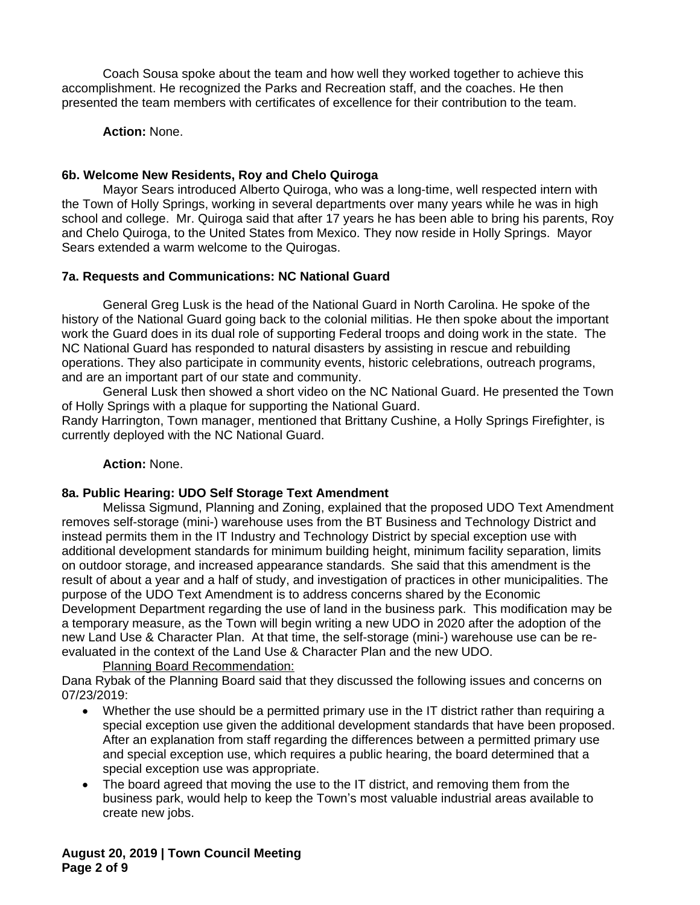Coach Sousa spoke about the team and how well they worked together to achieve this accomplishment. He recognized the Parks and Recreation staff, and the coaches. He then presented the team members with certificates of excellence for their contribution to the team.

**Action:** None.

**6b. Welcome New Residents, Roy and Chelo Quiroga**

Mayor Sears introduced Alberto Quiroga, who was a long-time, well respected intern with the Town of Holly Springs, working in several departments over many years while he was in high school and college. Mr. Quiroga said that after 17 years he has been able to bring his parents, Roy and Chelo Quiroga, to the United States from Mexico. They now reside in Holly Springs. Mayor Sears extended a warm welcome to the Quirogas.

**7a. Requests and Communications: NC National Guard**

General Greg Lusk is the head of the National Guard in North Carolina. He spoke of the history of the National Guard going back to the colonial militias. He then spoke about the important work the Guard does in its dual role of supporting Federal troops and doing work in the state. The NC National Guard has responded to natural disasters by assisting in rescue and rebuilding operations. They also participate in community events, historic celebrations, outreach programs, and are an important part of our state and community.

General Lusk then showed a short video on the NC National Guard. He presented the Town of Holly Springs with a plaque for supporting the National Guard.

Randy Harrington, Town manager, mentioned that Brittany Cushine, a Holly Springs Firefighter, is currently deployed with the NC National Guard.

**Action:** None.

**8a. Public Hearing: UDO Self Storage Text Amendment**

Melissa Sigmund, Planning and Zoning, explained that the proposed UDO Text Amendment removes self-storage (mini-) warehouse uses from the BT Business and Technology District and instead permits them in the IT Industry and Technology District by special exception use with additional development standards for minimum building height, minimum facility separation, limits on outdoor storage, and increased appearance standards. She said that this amendment is the result of about a year and a half of study, and investigation of practices in other municipalities. The purpose of the UDO Text Amendment is to address concerns shared by the Economic Development Department regarding the use of land in the business park. This modification may be a temporary measure, as the Town will begin writing a new UDO in 2020 after the adoption of the new Land Use & Character Plan. At that time, the self-storage (mini-) warehouse use can be re-evaluated in the context of the Land Use & Character Plan and the new UDO.

Planning Board Recommendation:

Dana Rybak of the Planning Board said that they discussed the following issues and concerns on 07/23/2019:

- Whether the use should be a permitted primary use in the IT district rather than requiring a special exception use given the additional development standards that have been proposed. After an explanation from staff regarding the differences between a permitted primary use and special exception use, which requires a public hearing, the board determined that a special exception use was appropriate.
- The board agreed that moving the use to the IT district, and removing them from the business park, would help to keep the Town's most valuable industrial areas available to create new jobs.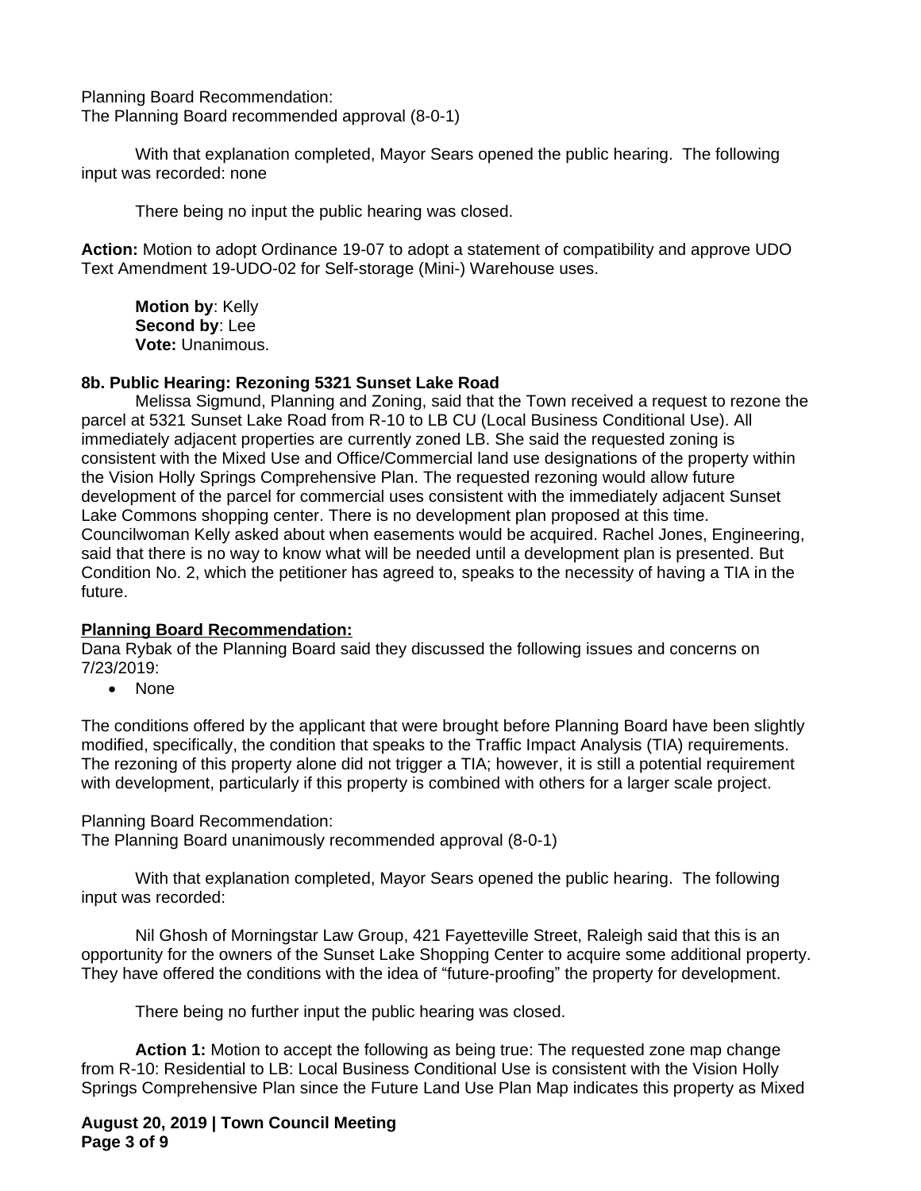Planning Board Recommendation:
The Planning Board recommended approval (8-0-1)

With that explanation completed, Mayor Sears opened the public hearing. The following input was recorded: none

There being no input the public hearing was closed.

**Action:** Motion to adopt Ordinance 19-07 to adopt a statement of compatibility and approve UDO Text Amendment 19-UDO-02 for Self-storage (Mini-) Warehouse uses.

**Motion by**: Kelly
**Second by**: Lee
**Vote:** Unanimous.

**8b. Public Hearing: Rezoning 5321 Sunset Lake Road**

Melissa Sigmund, Planning and Zoning, said that the Town received a request to rezone the parcel at 5321 Sunset Lake Road from R-10 to LB CU (Local Business Conditional Use). All immediately adjacent properties are currently zoned LB. She said the requested zoning is consistent with the Mixed Use and Office/Commercial land use designations of the property within the Vision Holly Springs Comprehensive Plan. The requested rezoning would allow future development of the parcel for commercial uses consistent with the immediately adjacent Sunset Lake Commons shopping center. There is no development plan proposed at this time. Councilwoman Kelly asked about when easements would be acquired. Rachel Jones, Engineering, said that there is no way to know what will be needed until a development plan is presented. But Condition No. 2, which the petitioner has agreed to, speaks to the necessity of having a TIA in the future.

**Planning Board Recommendation:**

Dana Rybak of the Planning Board said they discussed the following issues and concerns on 7/23/2019:

- None

The conditions offered by the applicant that were brought before Planning Board have been slightly modified, specifically, the condition that speaks to the Traffic Impact Analysis (TIA) requirements. The rezoning of this property alone did not trigger a TIA; however, it is still a potential requirement with development, particularly if this property is combined with others for a larger scale project.

Planning Board Recommendation:
The Planning Board unanimously recommended approval (8-0-1)

With that explanation completed, Mayor Sears opened the public hearing. The following input was recorded:

Nil Ghosh of Morningstar Law Group, 421 Fayetteville Street, Raleigh said that this is an opportunity for the owners of the Sunset Lake Shopping Center to acquire some additional property. They have offered the conditions with the idea of "future-proofing" the property for development.

There being no further input the public hearing was closed.

**Action 1:** Motion to accept the following as being true: The requested zone map change from R-10: Residential to LB: Local Business Conditional Use is consistent with the Vision Holly Springs Comprehensive Plan since the Future Land Use Plan Map indicates this property as Mixed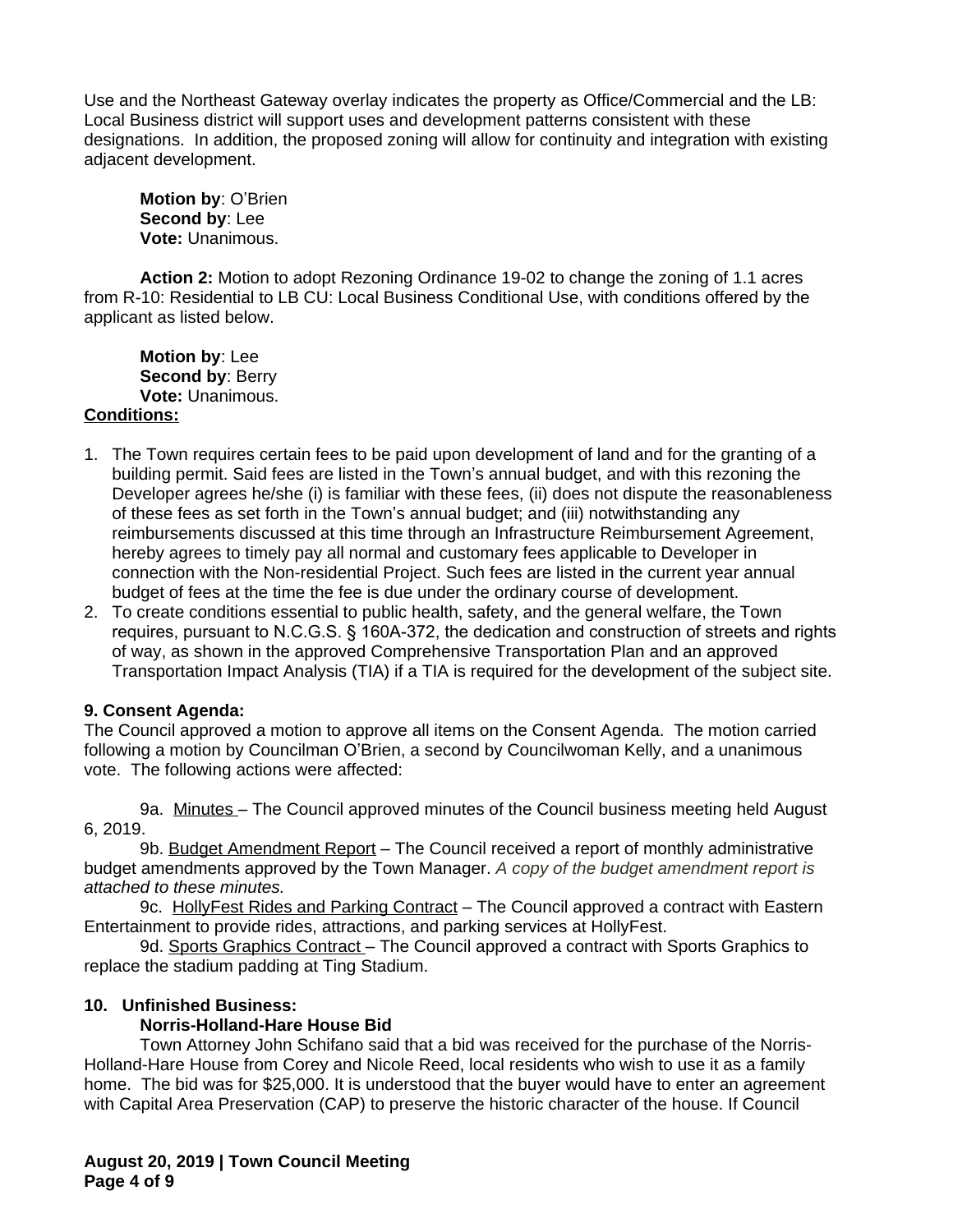Use and the Northeast Gateway overlay indicates the property as Office/Commercial and the LB: Local Business district will support uses and development patterns consistent with these designations. In addition, the proposed zoning will allow for continuity and integration with existing adjacent development.

**Motion by**: O'Brien
**Second by**: Lee
**Vote:** Unanimous.

**Action 2:** Motion to adopt Rezoning Ordinance 19-02 to change the zoning of 1.1 acres from R-10: Residential to LB CU: Local Business Conditional Use, with conditions offered by the applicant as listed below.

**Motion by**: Lee
**Second by**: Berry
**Vote:** Unanimous.

**Conditions:**

1. The Town requires certain fees to be paid upon development of land and for the granting of a building permit. Said fees are listed in the Town's annual budget, and with this rezoning the Developer agrees he/she (i) is familiar with these fees, (ii) does not dispute the reasonableness of these fees as set forth in the Town's annual budget; and (iii) notwithstanding any reimbursements discussed at this time through an Infrastructure Reimbursement Agreement, hereby agrees to timely pay all normal and customary fees applicable to Developer in connection with the Non-residential Project. Such fees are listed in the current year annual budget of fees at the time the fee is due under the ordinary course of development.
2. To create conditions essential to public health, safety, and the general welfare, the Town requires, pursuant to N.C.G.S. § 160A-372, the dedication and construction of streets and rights of way, as shown in the approved Comprehensive Transportation Plan and an approved Transportation Impact Analysis (TIA) if a TIA is required for the development of the subject site.

**9. Consent Agenda:**
The Council approved a motion to approve all items on the Consent Agenda. The motion carried following a motion by Councilman O'Brien, a second by Councilwoman Kelly, and a unanimous vote. The following actions were affected:

9a. Minutes – The Council approved minutes of the Council business meeting held August 6, 2019.

9b. Budget Amendment Report – The Council received a report of monthly administrative budget amendments approved by the Town Manager. *A copy of the budget amendment report is attached to these minutes.*

9c. HollyFest Rides and Parking Contract – The Council approved a contract with Eastern Entertainment to provide rides, attractions, and parking services at HollyFest.

9d. Sports Graphics Contract – The Council approved a contract with Sports Graphics to replace the stadium padding at Ting Stadium.

**10. Unfinished Business:**

**Norris-Holland-Hare House Bid**

Town Attorney John Schifano said that a bid was received for the purchase of the Norris-Holland-Hare House from Corey and Nicole Reed, local residents who wish to use it as a family home. The bid was for $25,000. It is understood that the buyer would have to enter an agreement with Capital Area Preservation (CAP) to preserve the historic character of the house. If Council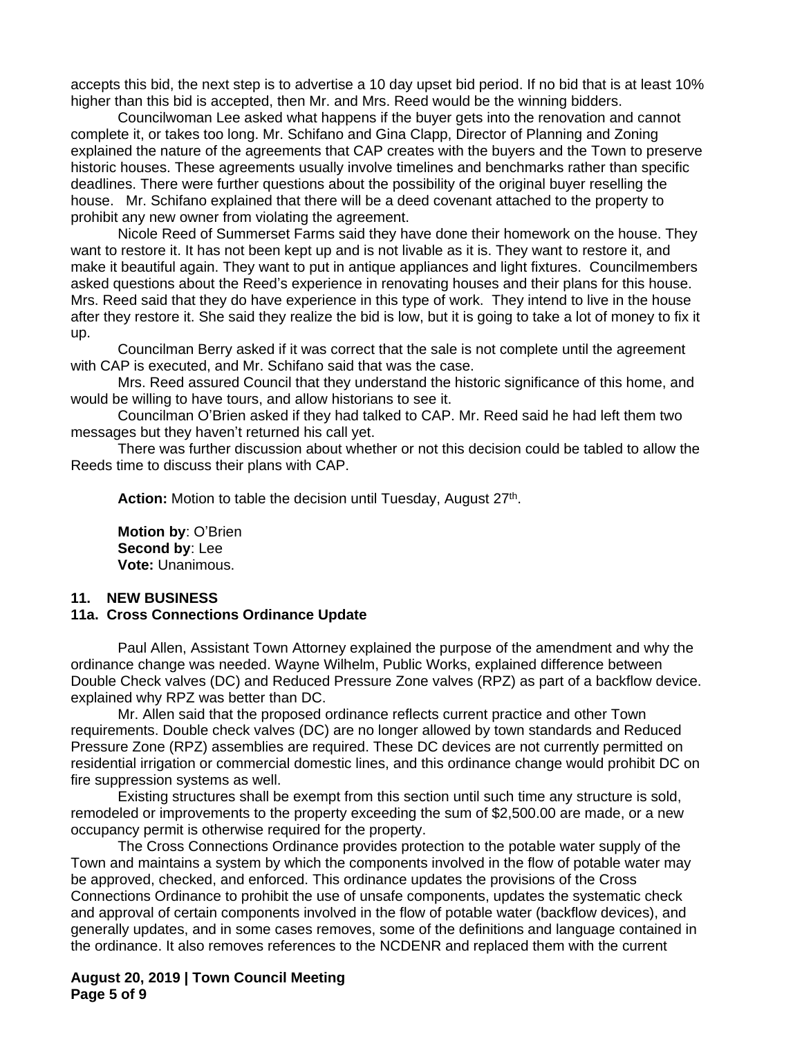accepts this bid, the next step is to advertise a 10 day upset bid period. If no bid that is at least 10% higher than this bid is accepted, then Mr. and Mrs. Reed would be the winning bidders.

Councilwoman Lee asked what happens if the buyer gets into the renovation and cannot complete it, or takes too long. Mr. Schifano and Gina Clapp, Director of Planning and Zoning explained the nature of the agreements that CAP creates with the buyers and the Town to preserve historic houses. These agreements usually involve timelines and benchmarks rather than specific deadlines. There were further questions about the possibility of the original buyer reselling the house. Mr. Schifano explained that there will be a deed covenant attached to the property to prohibit any new owner from violating the agreement.

Nicole Reed of Summerset Farms said they have done their homework on the house. They want to restore it. It has not been kept up and is not livable as it is. They want to restore it, and make it beautiful again. They want to put in antique appliances and light fixtures. Councilmembers asked questions about the Reed's experience in renovating houses and their plans for this house. Mrs. Reed said that they do have experience in this type of work. They intend to live in the house after they restore it. She said they realize the bid is low, but it is going to take a lot of money to fix it up.

Councilman Berry asked if it was correct that the sale is not complete until the agreement with CAP is executed, and Mr. Schifano said that was the case.

Mrs. Reed assured Council that they understand the historic significance of this home, and would be willing to have tours, and allow historians to see it.

Councilman O'Brien asked if they had talked to CAP. Mr. Reed said he had left them two messages but they haven't returned his call yet.

There was further discussion about whether or not this decision could be tabled to allow the Reeds time to discuss their plans with CAP.

**Action:** Motion to table the decision until Tuesday, August 27th.

**Motion by**: O'Brien
**Second by**: Lee
**Vote:** Unanimous.

## 11. NEW BUSINESS

### 11a. Cross Connections Ordinance Update

Paul Allen, Assistant Town Attorney explained the purpose of the amendment and why the ordinance change was needed. Wayne Wilhelm, Public Works, explained difference between Double Check valves (DC) and Reduced Pressure Zone valves (RPZ) as part of a backflow device. explained why RPZ was better than DC.

Mr. Allen said that the proposed ordinance reflects current practice and other Town requirements. Double check valves (DC) are no longer allowed by town standards and Reduced Pressure Zone (RPZ) assemblies are required. These DC devices are not currently permitted on residential irrigation or commercial domestic lines, and this ordinance change would prohibit DC on fire suppression systems as well.

Existing structures shall be exempt from this section until such time any structure is sold, remodeled or improvements to the property exceeding the sum of $2,500.00 are made, or a new occupancy permit is otherwise required for the property.

The Cross Connections Ordinance provides protection to the potable water supply of the Town and maintains a system by which the components involved in the flow of potable water may be approved, checked, and enforced. This ordinance updates the provisions of the Cross Connections Ordinance to prohibit the use of unsafe components, updates the systematic check and approval of certain components involved in the flow of potable water (backflow devices), and generally updates, and in some cases removes, some of the definitions and language contained in the ordinance. It also removes references to the NCDENR and replaced them with the current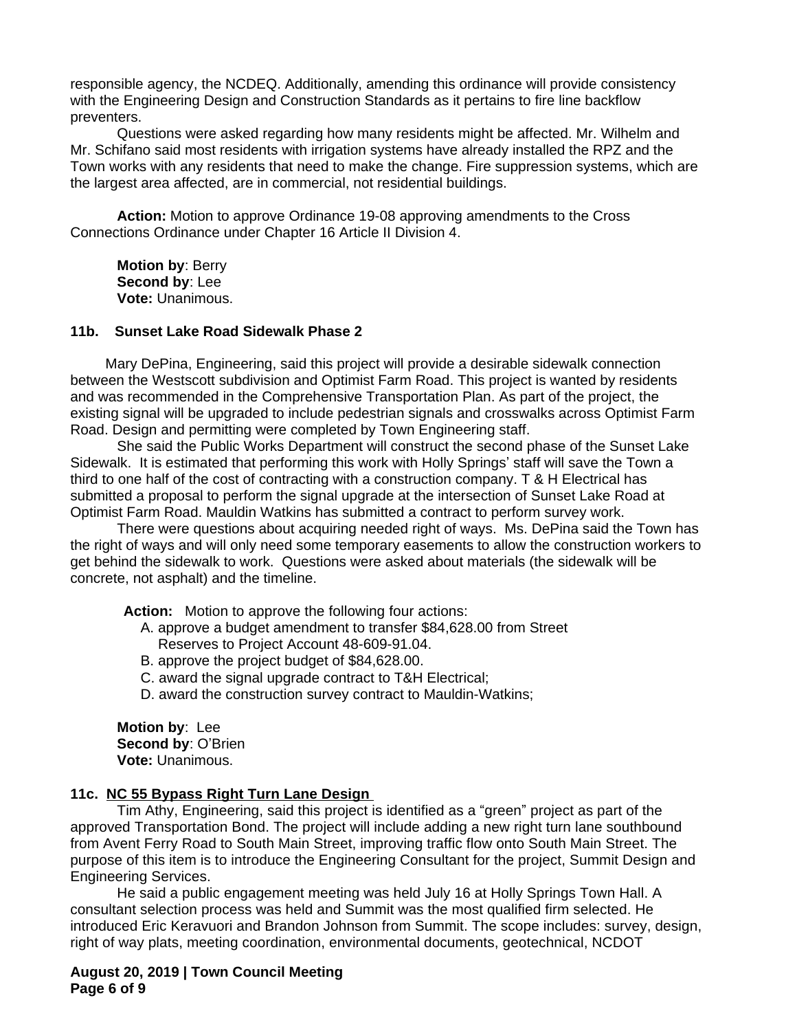responsible agency, the NCDEQ. Additionally, amending this ordinance will provide consistency with the Engineering Design and Construction Standards as it pertains to fire line backflow preventers.

Questions were asked regarding how many residents might be affected. Mr. Wilhelm and Mr. Schifano said most residents with irrigation systems have already installed the RPZ and the Town works with any residents that need to make the change. Fire suppression systems, which are the largest area affected, are in commercial, not residential buildings.

**Action:** Motion to approve Ordinance 19-08 approving amendments to the Cross Connections Ordinance under Chapter 16 Article II Division 4.

**Motion by**: Berry
**Second by**: Lee
**Vote:** Unanimous.

### 11b. Sunset Lake Road Sidewalk Phase 2

Mary DePina, Engineering, said this project will provide a desirable sidewalk connection between the Westscott subdivision and Optimist Farm Road. This project is wanted by residents and was recommended in the Comprehensive Transportation Plan. As part of the project, the existing signal will be upgraded to include pedestrian signals and crosswalks across Optimist Farm Road. Design and permitting were completed by Town Engineering staff.

She said the Public Works Department will construct the second phase of the Sunset Lake Sidewalk. It is estimated that performing this work with Holly Springs' staff will save the Town a third to one half of the cost of contracting with a construction company. T & H Electrical has submitted a proposal to perform the signal upgrade at the intersection of Sunset Lake Road at Optimist Farm Road. Mauldin Watkins has submitted a contract to perform survey work.

There were questions about acquiring needed right of ways. Ms. DePina said the Town has the right of ways and will only need some temporary easements to allow the construction workers to get behind the sidewalk to work. Questions were asked about materials (the sidewalk will be concrete, not asphalt) and the timeline.

**Action:** Motion to approve the following four actions:

A. approve a budget amendment to transfer $84,628.00 from Street Reserves to Project Account 48-609-91.04.
B. approve the project budget of $84,628.00.
C. award the signal upgrade contract to T&H Electrical;
D. award the construction survey contract to Mauldin-Watkins;

**Motion by**: Lee
**Second by**: O'Brien
**Vote:** Unanimous.

### 11c. NC 55 Bypass Right Turn Lane Design

Tim Athy, Engineering, said this project is identified as a "green" project as part of the approved Transportation Bond. The project will include adding a new right turn lane southbound from Avent Ferry Road to South Main Street, improving traffic flow onto South Main Street. The purpose of this item is to introduce the Engineering Consultant for the project, Summit Design and Engineering Services.

He said a public engagement meeting was held July 16 at Holly Springs Town Hall. A consultant selection process was held and Summit was the most qualified firm selected. He introduced Eric Keravuori and Brandon Johnson from Summit. The scope includes: survey, design, right of way plats, meeting coordination, environmental documents, geotechnical, NCDOT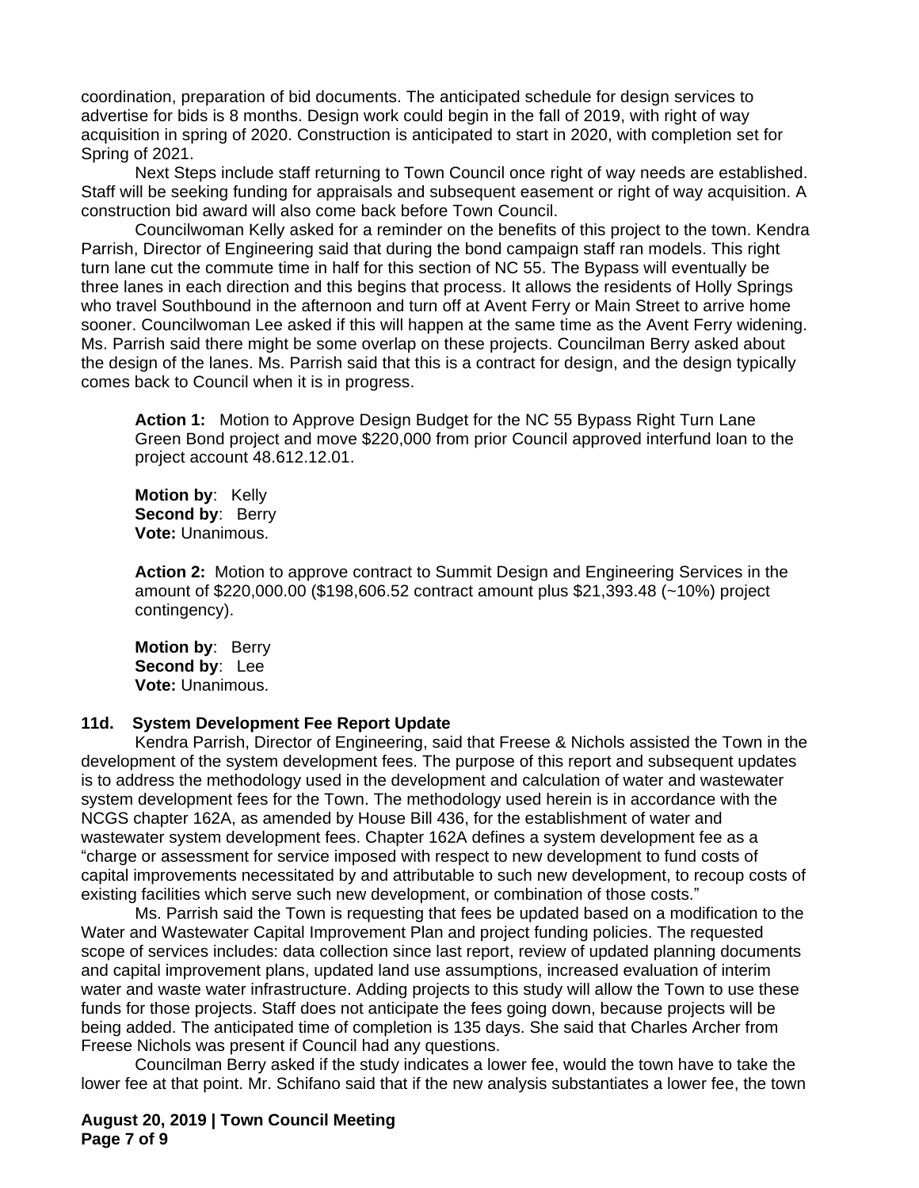coordination, preparation of bid documents. The anticipated schedule for design services to advertise for bids is 8 months. Design work could begin in the fall of 2019, with right of way acquisition in spring of 2020. Construction is anticipated to start in 2020, with completion set for Spring of 2021.

Next Steps include staff returning to Town Council once right of way needs are established. Staff will be seeking funding for appraisals and subsequent easement or right of way acquisition. A construction bid award will also come back before Town Council.

Councilwoman Kelly asked for a reminder on the benefits of this project to the town. Kendra Parrish, Director of Engineering said that during the bond campaign staff ran models. This right turn lane cut the commute time in half for this section of NC 55. The Bypass will eventually be three lanes in each direction and this begins that process. It allows the residents of Holly Springs who travel Southbound in the afternoon and turn off at Avent Ferry or Main Street to arrive home sooner. Councilwoman Lee asked if this will happen at the same time as the Avent Ferry widening. Ms. Parrish said there might be some overlap on these projects. Councilman Berry asked about the design of the lanes. Ms. Parrish said that this is a contract for design, and the design typically comes back to Council when it is in progress.

**Action 1:** Motion to Approve Design Budget for the NC 55 Bypass Right Turn Lane Green Bond project and move $220,000 from prior Council approved interfund loan to the project account 48.612.12.01.

**Motion by**: Kelly
**Second by**: Berry
**Vote:** Unanimous.

**Action 2:** Motion to approve contract to Summit Design and Engineering Services in the amount of $220,000.00 ($198,606.52 contract amount plus $21,393.48 (~10%) project contingency).

**Motion by**: Berry
**Second by**: Lee
**Vote:** Unanimous.

**11d. System Development Fee Report Update**

Kendra Parrish, Director of Engineering, said that Freese & Nichols assisted the Town in the development of the system development fees. The purpose of this report and subsequent updates is to address the methodology used in the development and calculation of water and wastewater system development fees for the Town. The methodology used herein is in accordance with the NCGS chapter 162A, as amended by House Bill 436, for the establishment of water and wastewater system development fees. Chapter 162A defines a system development fee as a "charge or assessment for service imposed with respect to new development to fund costs of capital improvements necessitated by and attributable to such new development, to recoup costs of existing facilities which serve such new development, or combination of those costs."

Ms. Parrish said the Town is requesting that fees be updated based on a modification to the Water and Wastewater Capital Improvement Plan and project funding policies. The requested scope of services includes: data collection since last report, review of updated planning documents and capital improvement plans, updated land use assumptions, increased evaluation of interim water and waste water infrastructure. Adding projects to this study will allow the Town to use these funds for those projects. Staff does not anticipate the fees going down, because projects will be being added. The anticipated time of completion is 135 days. She said that Charles Archer from Freese Nichols was present if Council had any questions.

Councilman Berry asked if the study indicates a lower fee, would the town have to take the lower fee at that point. Mr. Schifano said that if the new analysis substantiates a lower fee, the town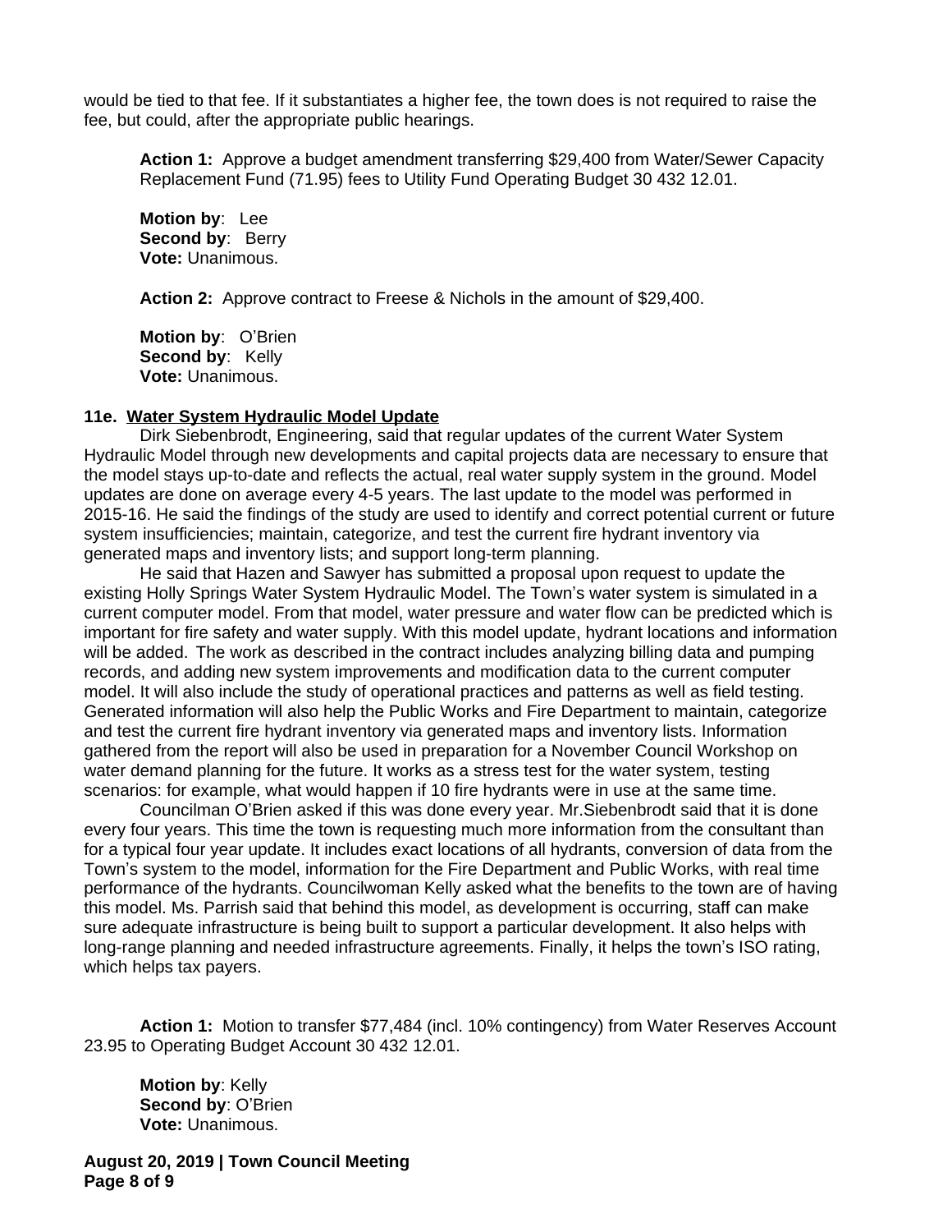would be tied to that fee. If it substantiates a higher fee, the town does is not required to raise the fee, but could, after the appropriate public hearings.

**Action 1:** Approve a budget amendment transferring $29,400 from Water/Sewer Capacity Replacement Fund (71.95) fees to Utility Fund Operating Budget 30 432 12.01.

**Motion by**: Lee
**Second by**: Berry
**Vote:** Unanimous.

**Action 2:** Approve contract to Freese & Nichols in the amount of $29,400.

**Motion by**: O'Brien
**Second by**: Kelly
**Vote:** Unanimous.

**11e. Water System Hydraulic Model Update**

Dirk Siebenbrodt, Engineering, said that regular updates of the current Water System Hydraulic Model through new developments and capital projects data are necessary to ensure that the model stays up-to-date and reflects the actual, real water supply system in the ground. Model updates are done on average every 4-5 years. The last update to the model was performed in 2015-16. He said the findings of the study are used to identify and correct potential current or future system insufficiencies; maintain, categorize, and test the current fire hydrant inventory via generated maps and inventory lists; and support long-term planning.

He said that Hazen and Sawyer has submitted a proposal upon request to update the existing Holly Springs Water System Hydraulic Model. The Town's water system is simulated in a current computer model. From that model, water pressure and water flow can be predicted which is important for fire safety and water supply. With this model update, hydrant locations and information will be added. The work as described in the contract includes analyzing billing data and pumping records, and adding new system improvements and modification data to the current computer model. It will also include the study of operational practices and patterns as well as field testing. Generated information will also help the Public Works and Fire Department to maintain, categorize and test the current fire hydrant inventory via generated maps and inventory lists. Information gathered from the report will also be used in preparation for a November Council Workshop on water demand planning for the future. It works as a stress test for the water system, testing scenarios: for example, what would happen if 10 fire hydrants were in use at the same time.

Councilman O'Brien asked if this was done every year. Mr.Siebenbrodt said that it is done every four years. This time the town is requesting much more information from the consultant than for a typical four year update. It includes exact locations of all hydrants, conversion of data from the Town's system to the model, information for the Fire Department and Public Works, with real time performance of the hydrants. Councilwoman Kelly asked what the benefits to the town are of having this model. Ms. Parrish said that behind this model, as development is occurring, staff can make sure adequate infrastructure is being built to support a particular development. It also helps with long-range planning and needed infrastructure agreements. Finally, it helps the town's ISO rating, which helps tax payers.

**Action 1:** Motion to transfer $77,484 (incl. 10% contingency) from Water Reserves Account 23.95 to Operating Budget Account 30 432 12.01.

**Motion by**: Kelly
**Second by**: O'Brien
**Vote:** Unanimous.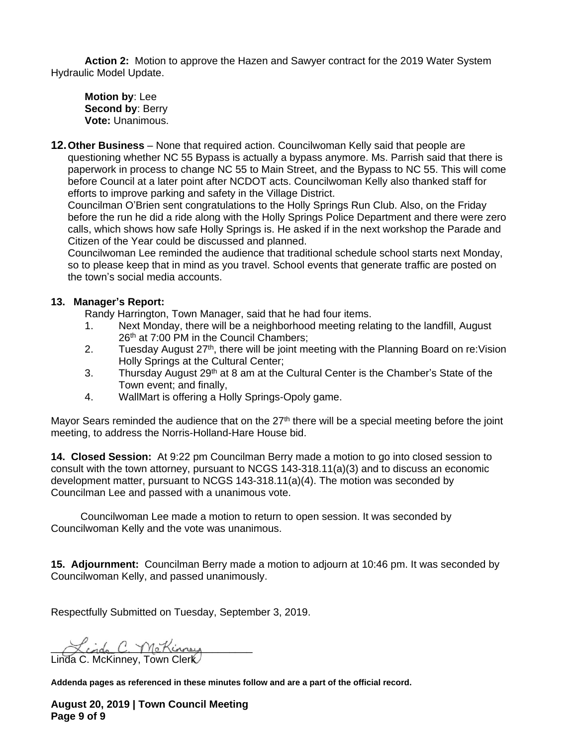**Action 2:** Motion to approve the Hazen and Sawyer contract for the 2019 Water System Hydraulic Model Update.

**Motion by**: Lee
**Second by**: Berry
**Vote:** Unanimous.

**12. Other Business** – None that required action. Councilwoman Kelly said that people are questioning whether NC 55 Bypass is actually a bypass anymore. Ms. Parrish said that there is paperwork in process to change NC 55 to Main Street, and the Bypass to NC 55. This will come before Council at a later point after NCDOT acts. Councilwoman Kelly also thanked staff for efforts to improve parking and safety in the Village District.

Councilman O'Brien sent congratulations to the Holly Springs Run Club. Also, on the Friday before the run he did a ride along with the Holly Springs Police Department and there were zero calls, which shows how safe Holly Springs is. He asked if in the next workshop the Parade and Citizen of the Year could be discussed and planned.

Councilwoman Lee reminded the audience that traditional schedule school starts next Monday, so to please keep that in mind as you travel. School events that generate traffic are posted on the town's social media accounts.

**13. Manager's Report:**

Randy Harrington, Town Manager, said that he had four items.

1. Next Monday, there will be a neighborhood meeting relating to the landfill, August 26th at 7:00 PM in the Council Chambers;
2. Tuesday August 27th, there will be joint meeting with the Planning Board on re:Vision Holly Springs at the Cultural Center;
3. Thursday August 29th at 8 am at the Cultural Center is the Chamber's State of the Town event; and finally,
4. WallMart is offering a Holly Springs-Opoly game.

Mayor Sears reminded the audience that on the 27th there will be a special meeting before the joint meeting, to address the Norris-Holland-Hare House bid.

**14. Closed Session:** At 9:22 pm Councilman Berry made a motion to go into closed session to consult with the town attorney, pursuant to NCGS 143-318.11(a)(3) and to discuss an economic development matter, pursuant to NCGS 143-318.11(a)(4). The motion was seconded by Councilman Lee and passed with a unanimous vote.

Councilwoman Lee made a motion to return to open session. It was seconded by Councilwoman Kelly and the vote was unanimous.

**15. Adjournment:** Councilman Berry made a motion to adjourn at 10:46 pm. It was seconded by Councilwoman Kelly, and passed unanimously.

Respectfully Submitted on Tuesday, September 3, 2019.

Linda C. McKinney

Linda C. McKinney, Town Clerk

**Addenda pages as referenced in these minutes follow and are a part of the official record.**

**August 20, 2019 | Town Council Meeting**